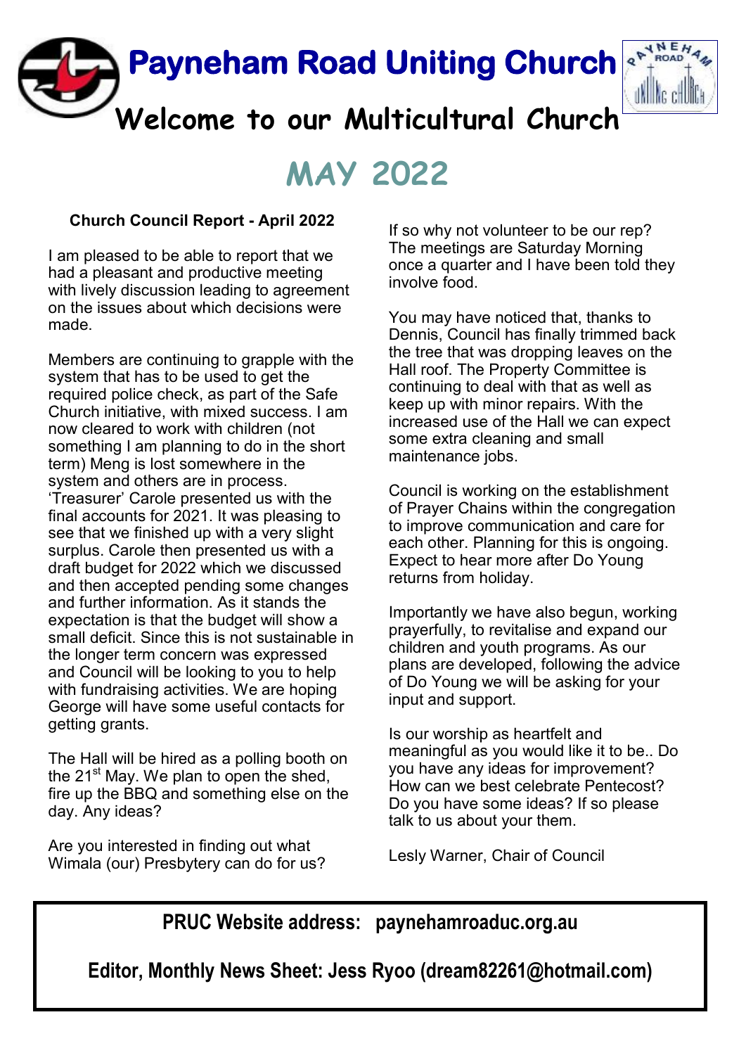# Payneham Road Uniting Church

## Welcome to our Multicultural Church

# MAY 2022

### Church Council Report - April 2022

I am pleased to be able to report that we had a pleasant and productive meeting with lively discussion leading to agreement on the issues about which decisions were made.

Members are continuing to grapple with the system that has to be used to get the required police check, as part of the Safe Church initiative, with mixed success. I am now cleared to work with children (not something I am planning to do in the short term) Meng is lost somewhere in the system and others are in process. 'Treasurer' Carole presented us with the final accounts for 2021. It was pleasing to see that we finished up with a very slight surplus. Carole then presented us with a draft budget for 2022 which we discussed and then accepted pending some changes and further information. As it stands the expectation is that the budget will show a small deficit. Since this is not sustainable in the longer term concern was expressed and Council will be looking to you to help with fundraising activities. We are hoping George will have some useful contacts for getting grants.

The Hall will be hired as a polling booth on the 21st May. We plan to open the shed, fire up the BBQ and something else on the day. Any ideas?

Are you interested in finding out what Wimala (our) Presbytery can do for us? If so why not volunteer to be our rep? The meetings are Saturday Morning once a quarter and I have been told they involve food.

You may have noticed that, thanks to Dennis, Council has finally trimmed back the tree that was dropping leaves on the Hall roof. The Property Committee is continuing to deal with that as well as keep up with minor repairs. With the increased use of the Hall we can expect some extra cleaning and small maintenance jobs.

Council is working on the establishment of Prayer Chains within the congregation to improve communication and care for each other. Planning for this is ongoing. Expect to hear more after Do Young returns from holiday.

Importantly we have also begun, working prayerfully, to revitalise and expand our children and youth programs. As our plans are developed, following the advice of Do Young we will be asking for your input and support.

Is our worship as heartfelt and meaningful as you would like it to be.. Do you have any ideas for improvement? How can we best celebrate Pentecost? Do you have some ideas? If so please talk to us about your them.

Lesly Warner, Chair of Council

---

**PRUC Website address: paynehamroaduc.org.au**

**Editor, Monthly News Sheet: Jess Ryoo (dream82261@hotmail.com)**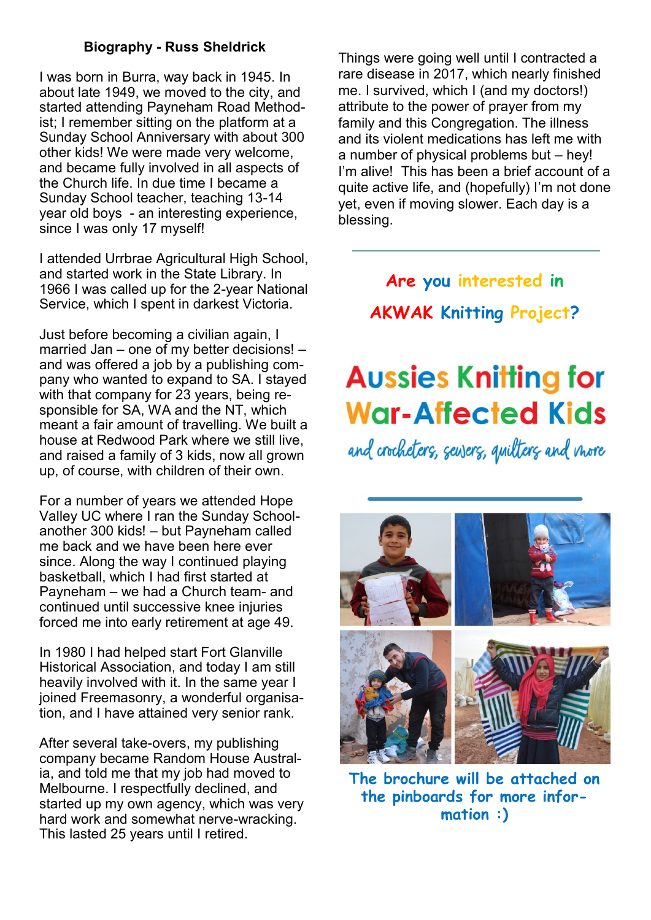## Biography - Russ Sheldrick

I was born in Burra, way back in 1945. In about late 1949, we moved to the city, and started attending Payneham Road Methodist; I remember sitting on the platform at a Sunday School Anniversary with about 300 other kids! We were made very welcome, and became fully involved in all aspects of the Church life. In due time I became a Sunday School teacher, teaching 13-14 year old boys - an interesting experience, since I was only 17 myself!

I attended Urrbrae Agricultural High School, and started work in the State Library. In 1966 I was called up for the 2-year National Service, which I spent in darkest Victoria.

Just before becoming a civilian again, I married Jan – one of my better decisions! – and was offered a job by a publishing company who wanted to expand to SA. I stayed with that company for 23 years, being responsible for SA, WA and the NT, which meant a fair amount of travelling. We built a house at Redwood Park where we still live, and raised a family of 3 kids, now all grown up, of course, with children of their own.

For a number of years we attended Hope Valley UC where I ran the Sunday School- another 300 kids! – but Payneham called me back and we have been here ever since. Along the way I continued playing basketball, which I had first started at Payneham – we had a Church team- and continued until successive knee injuries forced me into early retirement at age 49.

In 1980 I had helped start Fort Glanville Historical Association, and today I am still heavily involved with it. In the same year I joined Freemasonry, a wonderful organisation, and I have attained very senior rank.

After several take-overs, my publishing company became Random House Australia, and told me that my job had moved to Melbourne. I respectfully declined, and started up my own agency, which was very hard work and somewhat nerve-wracking. This lasted 25 years until I retired.

Things were going well until I contracted a rare disease in 2017, which nearly finished me. I survived, which I (and my doctors!) attribute to the power of prayer from my family and this Congregation. The illness and its violent medications has left me with a number of physical problems but – hey! I'm alive! This has been a brief account of a quite active life, and (hopefully) I'm not done yet, even if moving slower. Each day is a blessing.

---

**Are you interested in AKWAK Knitting Project?**

## Aussies Knitting for War-Affected Kids

*and crocheters, sewers, quilters and more*

**The brochure will be attached on the pinboards for more information :)**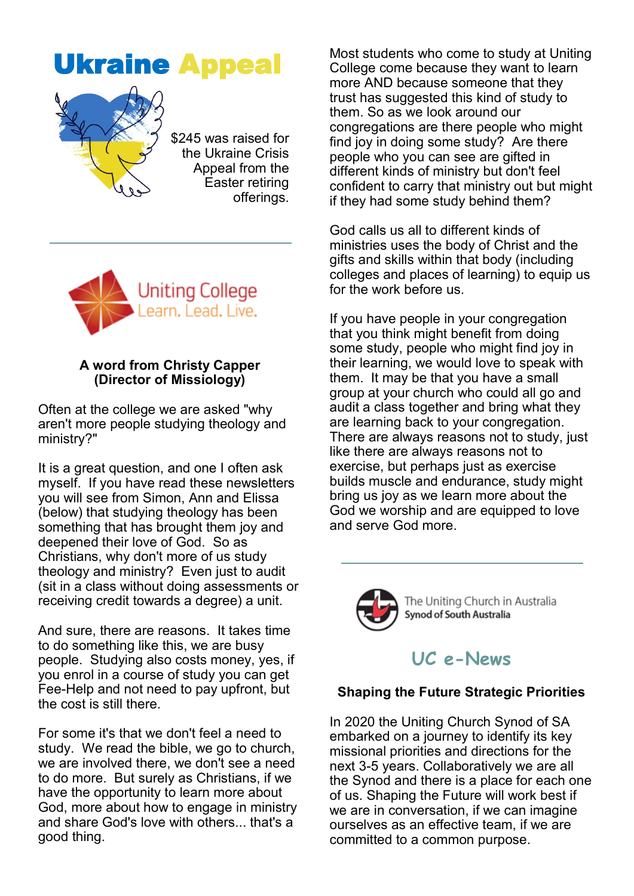# Ukraine Appeal

$245 was raised for the Ukraine Crisis Appeal from the Easter retiring offerings.

---

Uniting College
Learn. Lead. Live.

**A word from Christy Capper (Director of Missiology)**

Often at the college we are asked "why aren't more people studying theology and ministry?"

It is a great question, and one I often ask myself. If you have read these newsletters you will see from Simon, Ann and Elissa (below) that studying theology has been something that has brought them joy and deepened their love of God. So as Christians, why don't more of us study theology and ministry? Even just to audit (sit in a class without doing assessments or receiving credit towards a degree) a unit.

And sure, there are reasons. It takes time to do something like this, we are busy people. Studying also costs money, yes, if you enrol in a course of study you can get Fee-Help and not need to pay upfront, but the cost is still there.

For some it's that we don't feel a need to study. We read the bible, we go to church, we are involved there, we don't see a need to do more. But surely as Christians, if we have the opportunity to learn more about God, more about how to engage in ministry and share God's love with others... that's a good thing.

Most students who come to study at Uniting College come because they want to learn more AND because someone that they trust has suggested this kind of study to them. So as we look around our congregations are there people who might find joy in doing some study? Are there people who you can see are gifted in different kinds of ministry but don't feel confident to carry that ministry out but might if they had some study behind them?

God calls us all to different kinds of ministries uses the body of Christ and the gifts and skills within that body (including colleges and places of learning) to equip us for the work before us.

If you have people in your congregation that you think might benefit from doing some study, people who might find joy in their learning, we would love to speak with them. It may be that you have a small group at your church who could all go and audit a class together and bring what they are learning back to your congregation. There are always reasons not to study, just like there are always reasons not to exercise, but perhaps just as exercise builds muscle and endurance, study might bring us joy as we learn more about the God we worship and are equipped to love and serve God more.

---

The Uniting Church in Australia
Synod of South Australia

## UC e-News

**Shaping the Future Strategic Priorities**

In 2020 the Uniting Church Synod of SA embarked on a journey to identify its key missional priorities and directions for the next 3-5 years. Collaboratively we are all the Synod and there is a place for each one of us. Shaping the Future will work best if we are in conversation, if we can imagine ourselves as an effective team, if we are committed to a common purpose.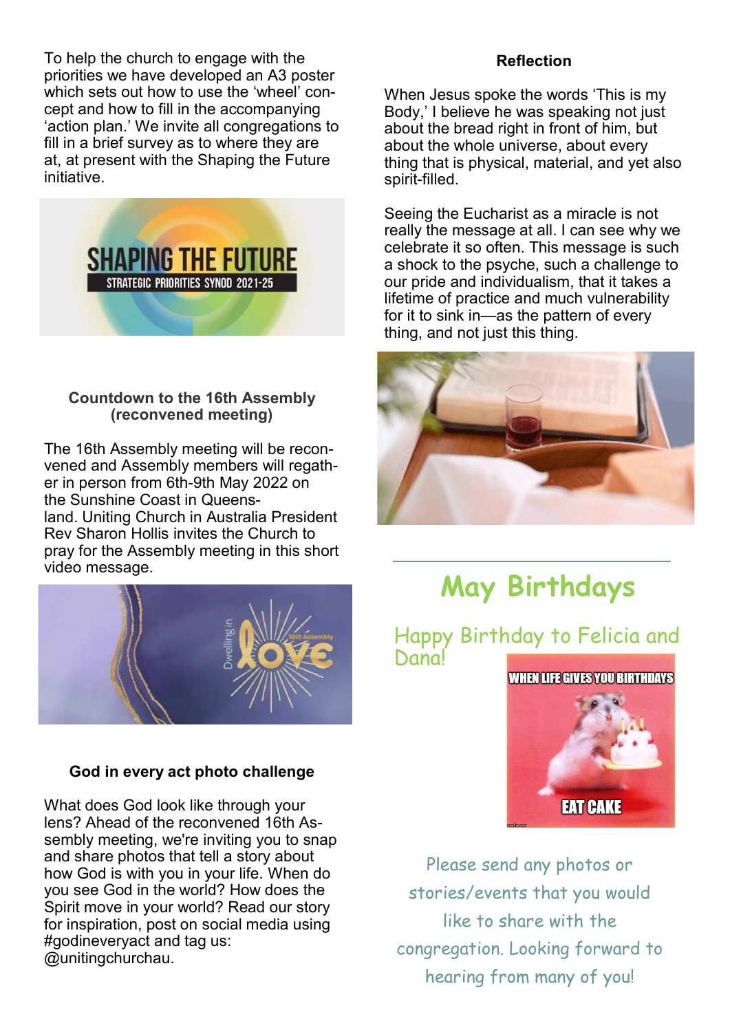To help the church to engage with the priorities we have developed an A3 poster which sets out how to use the 'wheel' concept and how to fill in the accompanying 'action plan.' We invite all congregations to fill in a brief survey as to where they are at, at present with the Shaping the Future initiative.

### Countdown to the 16th Assembly (reconvened meeting)

The 16th Assembly meeting will be reconvened and Assembly members will regather in person from 6th-9th May 2022 on the Sunshine Coast in Queensland. Uniting Church in Australia President Rev Sharon Hollis invites the Church to pray for the Assembly meeting in this short video message.

### God in every act photo challenge

What does God look like through your lens? Ahead of the reconvened 16th Assembly meeting, we're inviting you to snap and share photos that tell a story about how God is with you in your life. When do you see God in the world? How does the Spirit move in your world? Read our story for inspiration, post on social media using #godineveryact and tag us: @unitingchurchau.

### Reflection

When Jesus spoke the words 'This is my Body,' I believe he was speaking not just about the bread right in front of him, but about the whole universe, about every thing that is physical, material, and yet also spirit-filled.

Seeing the Eucharist as a miracle is not really the message at all. I can see why we celebrate it so often. This message is such a shock to the psyche, such a challenge to our pride and individualism, that it takes a lifetime of practice and much vulnerability for it to sink in—as the pattern of every thing, and not just this thing.

## May Birthdays

Happy Birthday to Felicia and Dana!

Please send any photos or stories/events that you would like to share with the congregation. Looking forward to hearing from many of you!